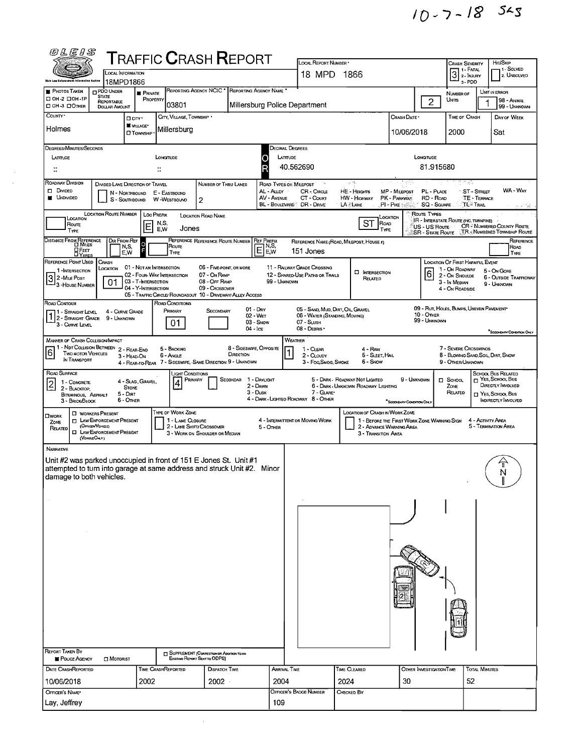10-7-18 SLS

# TRAFFIC CRASH REPORT

OLEIS — Ohio Law Enforcement Information System

| Field | Value |
|---|---|
| Local Information | 18MPD1866 |
| Local Report Number | 18 MPD 1866 |
| Crash Severity (1 - Fatal, 2 - Injury, 3 - PDO) | 3 |
| Hit/Skip (1 - Solved, 2 - Unsolved) | |
| Photos Taken | |
| PDO Under State Reportable Dollar Amount | |
| Private Property | |
| Reporting Agency NCIC | 03801 |
| Reporting Agency Name | Millersburg Police Department |
| Number of Units | 2 |
| Unit in Error | 1 (98 - Animal, 99 - Unknown) |
| County | Holmes |
| City, Village, Township | Village — Millersburg |
| Crash Date | 10/06/2018 |
| Time of Crash | 2000 |
| Day of Week | Sat |

## Location

| Field | Value |
|---|---|
| Degrees/Minutes/Seconds Latitude | :: |
| Degrees/Minutes/Seconds Longitude | :: |
| Decimal Degrees Latitude | 40.562690 |
| Decimal Degrees Longitude | 81.915680 |
| Roadway Division | Undivided |
| Divided Lane Direction of Travel | |
| Number of Thru Lanes | 2 |
| Location Route Number | |
| Loc Prefix (N,S,E,W) | E |
| Location Road Name | Jones |
| Location Road Type | ST |
| Distance From Reference | |
| Dir From Ref | |
| Reference Route | |
| Ref Prefix | E |
| Reference Name (Road, Milepost, House #) | 151 Jones |
| Reference Point Used | 3 - House Number |
| Crash Location | 01 - Not an Intersection |
| Intersection Related | |
| Location of First Harmful Event | 6 - On Gore |

Road Types or Milepost: AL - Alley, AV - Avenue, BL - Boulevard, CR - Circle, CT - Court, DR - Drive, HE - Heights, HW - Highway, LA - Lane, MP - Milepost, PK - Parkway, PI - Pike, PL - Place, RD - Road, SQ - Square, ST - Street, TE - Terrace, TL - Trail, WA - Way

Route Types: IR - Interstate Route (inc. Turnpike), US - US Route, SR - State Route, CR - Numbered County Route, TR - Numbered Township Route

## Conditions

| Field | Value |
|---|---|
| Road Contour | 1 - Straight Level |
| Road Conditions Primary | 01 - Dry |
| Road Conditions Secondary | |
| Manner of Crash Collision/Impact | 6 - Angle |
| Weather | 1 - Clear |
| Road Surface | 2 - Blacktop, Bituminous, Asphalt |
| Light Conditions Primary | 4 - Dark - Lighted Roadway |
| Light Conditions Secondary | |
| School Zone Related | |
| School Bus Related | |
| Work Zone Related | |
| Type of Work Zone | |
| Location of Crash in Work Zone | |

## Narrative

Unit #2 was parked unoccupied in front of 151 E Jones St. Unit #1 attempted to turn into garage at same address and struck Unit #2. Minor damage to both vehicles.

## Report Details

| Field | Value |
|---|---|
| Report Taken By | Police Agency |
| Supplement | |
| Date Crash Reported | 10/06/2018 |
| Time Crash Reported | 2002 |
| Dispatch Time | 2002 |
| Arrival Time | 2004 |
| Time Cleared | 2024 |
| Other Investigation Time | 30 |
| Total Minutes | 52 |
| Officer's Name | Lay, Jeffrey |
| Officer's Badge Number | 109 |
| Checked By | |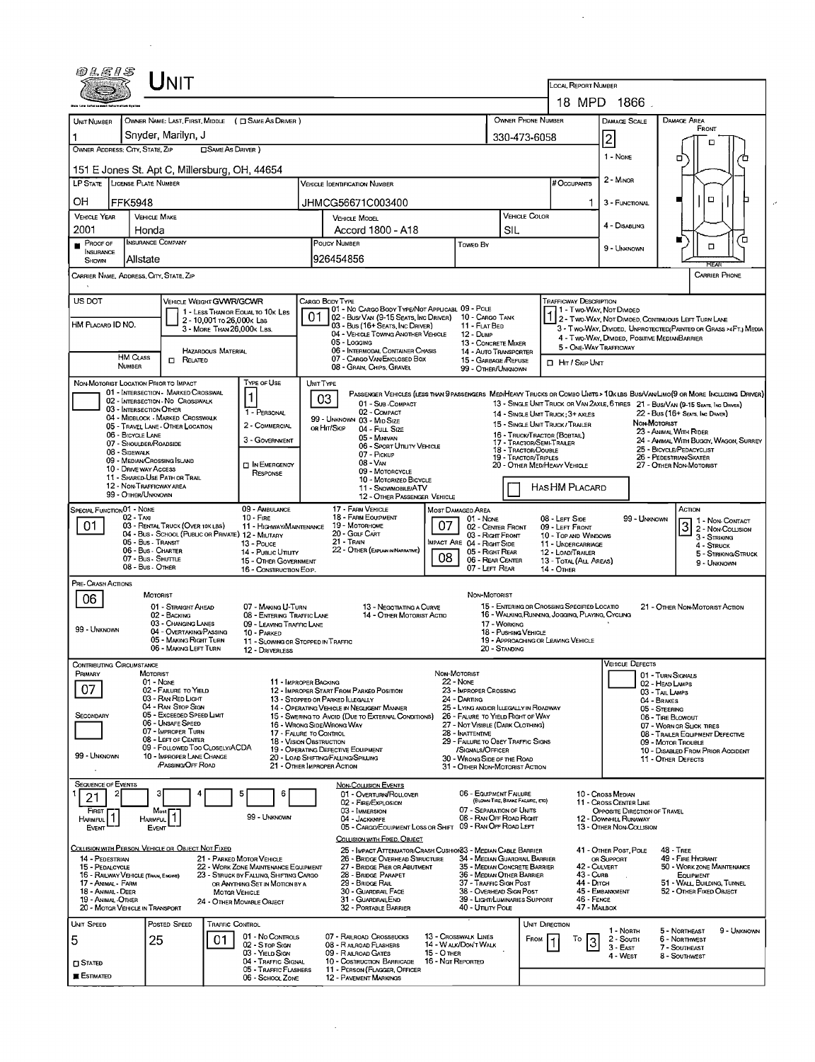# UNIT

LOCAL REPORT NUMBER: 18 MPD 1866

| Field | Value |
|---|---|
| UNIT NUMBER | 1 |
| OWNER NAME: LAST, FIRST, MIDDLE ( ☐ SAME AS DRIVER ) | Snyder, Marilyn, J |
| OWNER PHONE NUMBER | 330-473-6058 |
| DAMAGE SCALE | 2 |
| OWNER ADDRESS: CITY, STATE, ZIP ( ☐ SAME AS DRIVER ) | 151 E Jones St. Apt C, Millersburg, OH, 44654 |
| LP STATE | OH |
| LICENSE PLATE NUMBER | FFK5948 |
| VEHICLE IDENTIFICATION NUMBER | JHMCG56671C003400 |
| # OCCUPANTS | 1 |
| VEHICLE YEAR | 2001 |
| VEHICLE MAKE | Honda |
| VEHICLE MODEL | Accord 1800 - A18 |
| VEHICLE COLOR | SIL |
| PROOF OF INSURANCE SHOWN | ■ |
| INSURANCE COMPANY | Allstate |
| POLICY NUMBER | 926454856 |
| TOWED BY | |
| CARRIER NAME, ADDRESS, CITY, STATE, ZIP | |
| CARRIER PHONE | |

DAMAGE SCALE: 1 - None; 2 - Minor; 3 - Functional; 4 - Disabling; 9 - Unknown

DAMAGE AREA: FRONT / REAR

US DOT | VEHICLE WEIGHT GVWR/GCWR: 1 - Less Than or Equal to 10K Lbs; 2 - 10,001 to 26,000K Lbs; 3 - More Than 26,000K Lbs.

HM PLACARD ID NO. | HM CLASS NUMBER | ☐ RELATED | HAZARDOUS MATERIAL

CARGO BODY TYPE: **01**
01 - No Cargo Body Type/Not Applicabl; 02 - Bus/Van (9-15 Seats, Inc Driver); 03 - Bus (16+ Seats, Inc Driver); 04 - Vehicle Towing Another Vehicle; 05 - Logging; 06 - Intermodal Container Chasis; 07 - Cargo Van/Enclosed Box; 08 - Grain, Chips, Gravel; 09 - Pole; 10 - Cargo Tank; 11 - Flat Bed; 12 - Dump; 13 - Concrete Mixer; 14 - Auto Transporter; 15 - Garbage/Refuse; 99 - Other/Unknown

TRAFFICWAY DESCRIPTION: **1**
1 - Two-Way, Not Divided; 2 - Two-Way, Not Divided, Continuous Left Turn Lane; 3 - Two-Way, Divided, Unprotected(Painted or Grass >4Ft.) Media; 4 - Two-Way, Divided, Positive Median Barrier; 5 - One-Way Trafficway
☐ Hit / Skip Unit

NON-MOTORIST LOCATION PRIOR TO IMPACT: 01 - Intersection - Marked Crosswal; 02 - Intersection - No Crosswalk; 03 - Intersection Other; 04 - Midblock - Marked Crosswalk; 05 - Travel Lane - Other Location; 06 - Bicycle Lane; 07 - Shoulder/Roadside; 08 - Sidewalk; 09 - Median/Crossing Island; 10 - Drive way Access; 11 - Shared-Use Path or Trail; 12 - Non-Trafficway Area; 99 - Other/Unknown

TYPE OF USE: **1**
1 - Personal; 2 - Commercial; 3 - Government; ☐ In Emergency Response

UNIT TYPE: **03**
Passenger Vehicles (Less than 9 passengers Med/Heavy Trucks or Combo Units > 10K lbs Bus/Van/Limo(9 or More Including Driver)): 01 - Sub-Compact; 02 - Compact; 99 - Unknown 03 - Mid Size; or Hit/Skip 04 - Full Size; 05 - Minivan; 06 - Sport Utility Vehicle; 07 - Pickup; 08 - Van; 09 - Motorcycle; 10 - Motorized Bicycle; 11 - Snowmobile/ATV; 12 - Other Passenger Vehicle; 13 - Single Unit Truck or Van 2Axle, 6 Tires; 14 - Single Unit Truck; 3+ Axles; 15 - Single Unit Truck / Trailer; 16 - Truck/Tractor (Bobtail); 17 - Tractor/Semi-Trailer; 18 - Tractor/Double; 19 - Tractor/Triples; 20 - Other Med/Heavy Vehicle; 21 - Bus/Van (9-15 Seats, Inc Driver); 22 - Bus (16+ Seats, Inc Driver)
Non-Motorist: 23 - Animal With Rider; 24 - Animal With Buggy, Wagon, Surrey; 25 - Bicycle/Pedacyclist; 26 - Pedestrian/Skater; 27 - Other Non-Motorist
☐ Has HM Placard

SPECIAL FUNCTION: **01**
01 - None; 02 - Taxi; 03 - Rental Truck (Over 10K lbs); 04 - Bus - School (Public or Private); 05 - Bus - Transit; 06 - Bus - Charter; 07 - Bus - Shuttle; 08 - Bus - Other; 09 - Ambulance; 10 - Fire; 11 - Highway/Maintenance; 12 - Military; 13 - Police; 14 - Public Utility; 15 - Other Government; 16 - Construction Eqip.; 17 - Farm Vehicle; 18 - Farm Equipment; 19 - Motorhome; 20 - Golf Cart; 21 - Train; 22 - Other (Explain in Narrative)

MOST DAMAGED AREA: **07**; IMPACT AREA: **08**
01 - None; 02 - Center Front; 03 - Right Front; 04 - Right Side; 05 - Right Rear; 06 - Rear Center; 07 - Left Rear; 08 - Left Side; 09 - Left Front; 10 - Top and Windows; 11 - Undercarriage; 12 - Load/Trailer; 13 - Total (All Areas); 14 - Other; 99 - Unknown

ACTION: **3**
1 - Non-Contact; 2 - Non-Collision; 3 - Striking; 4 - Struck; 5 - Striking/Struck; 9 - Unknown

PRE-CRASH ACTIONS: **06**
Motorist: 01 - Straight Ahead; 02 - Backing; 03 - Changing Lanes; 04 - Overtaking/Passing; 05 - Making Right Turn; 06 - Making Left Turn; 07 - Making U-Turn; 08 - Entering Traffic Lane; 09 - Leaving Traffic Lane; 10 - Parked; 11 - Slowing or Stopped in Traffic; 12 - Driverless; 13 - Negotiating a Curve; 14 - Other Motorist Actio
Non-Motorist: 15 - Entering or Crossing Specified Locatio; 16 - Walking, Running, Jogging, Playing, Cycling; 17 - Working; 18 - Pushing Vehicle; 19 - Approaching or Leaving Vehicle; 20 - Standing; 21 - Other Non-Motorist Action
99 - Unknown

CONTRIBUTING CIRCUMSTANCE: PRIMARY **07**; SECONDARY (blank)
Motorist: 01 - None; 02 - Failure to Yield; 03 - Ran Red Light; 04 - Ran Stop Sign; 05 - Exceeded Speed Limit; 06 - Unsafe Speed; 07 - Improper Turn; 08 - Left of Center; 09 - Followed Too Closely/ACDA; 10 - Improper Lane Change /Passing/Off Road; 11 - Improper Backing; 12 - Improper Start From Parked Position; 13 - Stopped or Parked Illegally; 14 - Operating Vehicle in Negligent Manner; 15 - Swering to Avoid (Due to External Conditions); 16 - Wrong Side/Wrong Way; 17 - Failure to Control; 18 - Vision Obstruction; 19 - Operating Defective Equipment; 20 - Load Shifting/Falling/Spilling; 21 - Other Improper Action
Non-Motorist: 22 - None; 23 - Improper Crossing; 24 - Darting; 25 - Lying and/or Illegally in Roadway; 26 - Failure to Yield Right of Way; 27 - Not Visible (Dark Clothing); 28 - Inattentive; 29 - Failure to Obey Traffic Signs /Signals/Officer; 30 - Wrong Side of the Road; 31 - Other Non-Motorist Action
99 - Unknown

VEHICLE DEFECTS: 01 - Turn Signals; 02 - Head Lamps; 03 - Tail Lamps; 04 - Brakes; 05 - Steering; 06 - Tire Blowout; 07 - Worn or Slick Tires; 08 - Trailer Equipment Defective; 09 - Motor Trouble; 10 - Disabled From Prior Accident; 11 - Other Defects

SEQUENCE OF EVENTS: 1: **21**; 2: ; 3: ; 4: ; 5: ; 6:
First Harmful Event: **1**; Most Harmful Event: **1**
99 - Unknown

Non-Collision Events: 01 - Overturn/Rollover; 02 - Fire/Explosion; 03 - Immersion; 04 - Jackknife; 05 - Cargo/Equipment Loss or Shift; 06 - Equipment Failure (Blown Tire, Brake Failure, etc); 07 - Separation of Units; 08 - Ran Off Road Right; 09 - Ran Off Road Left; 10 - Cross Median; 11 - Cross Center Line Opposite Direction of Travel; 12 - Downhill Runaway; 13 - Other Non-Collision

Collision with Person, Vehicle or Object Not Fixed: 14 - Pedestrian; 15 - Pedalcycle; 16 - Railway Vehicle (Train, Engine); 17 - Animal - Farm; 18 - Animal - Deer; 19 - Animal - Other; 20 - Motor Vehicle in Transport; 21 - Parked Motor Vehicle; 22 - Work Zone Maintenance Equipment; 23 - Struck by Falling, Shifting Cargo or Anything Set in Motion by a Motor Vehicle; 24 - Other Movable Object

Collision with Fixed, Object: 25 - Impact Attenuator/Crash Cushion; 26 - Bridge Overhead Structure; 27 - Bridge Pier or Abutment; 28 - Bridge Parapet; 29 - Bridge Rail; 30 - Guardrail Face; 31 - Guardrail End; 32 - Portable Barrier; 33 - Median Cable Barrier; 34 - Median Guardrail Barrier; 35 - Median Concrete Barrier; 36 - Median Other Barrier; 37 - Traffic Sign Post; 38 - Overhead Sign Post; 39 - Light/Luminaries Support; 40 - Utility Pole; 41 - Other Post, Pole or Support; 42 - Culvert; 43 - Curb; 44 - Ditch; 45 - Embankment; 46 - Fence; 47 - Mailbox; 48 - Tree; 49 - Fire Hydrant; 50 - Work Zone Maintenance Equipment; 51 - Wall, Building, Tunnel; 52 - Other Fixed Object

| UNIT SPEED | POSTED SPEED | TRAFFIC CONTROL | UNIT DIRECTION |
|---|---|---|---|
| 5 | 25 | 01 | From 1 To 3 |

☐ Stated ■ Estimated

TRAFFIC CONTROL: 01 - No Controls; 02 - Stop Sign; 03 - Yield Sign; 04 - Traffic Signal; 05 - Traffic Flashers; 06 - School Zone; 07 - Railroad Crossbucks; 08 - Railroad Flashers; 09 - Railroad Gates; 10 - Costruction Barricade; 11 - Person (Flagger, Officer); 12 - Pavement Markings; 13 - Crosswalk Lines; 14 - Walk/Don't Walk; 15 - Other; 16 - Not Reported

UNIT DIRECTION: 1 - North; 2 - South; 3 - East; 4 - West; 5 - Northeast; 6 - Northwest; 7 - Southeast; 8 - Southwest; 9 - Unknown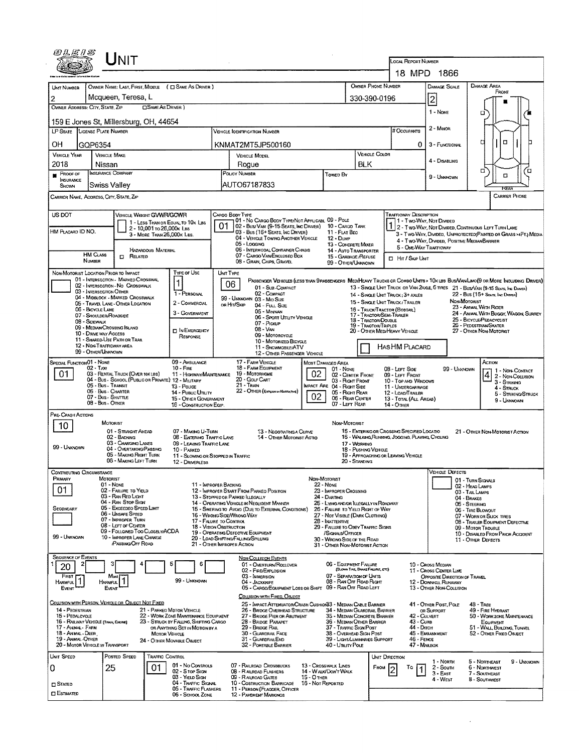# UNIT

**Local Report Number:** 18 MPD 1866

| Field | Value |
|---|---|
| Unit Number | 2 |
| Owner Name: Last, First, Middle | Mcqueen, Teresa, L |
| Owner Phone Number | 330-390-0196 |
| Damage Scale | 2 |
| Owner Address: City, State, Zip | 159 E Jones St, Millersburg, OH, 44654 |
| LP State | OH |
| License Plate Number | GQP6354 |
| Vehicle Identification Number | KNMAT2MT5JP500160 |
| # Occupants | 0 |
| Vehicle Year | 2018 |
| Vehicle Make | Nissan |
| Vehicle Model | Rogue |
| Vehicle Color | BLK |
| Insurance Company | Swiss Valley |
| Policy Number | AUTO67187833 |
| Towed By | |
| Carrier Name, Address, City, State, Zip | |
| Carrier Phone | |

**Damage Scale:** 1 - None; 2 - Minor; 3 - Functional; 4 - Disabling; 9 - Unknown

**Damage Area:** Front / Rear

## Vehicle / Cargo

| Field | Value |
|---|---|
| US DOT | |
| HM Placard ID No. | |
| HM Class Number | |
| Vehicle Weight GVWR/GCWR | 1 - Less than or equal to 10k lbs; 2 - 10,001 to 26,000k lbs; 3 - More than 26,000k lbs. |
| Hazardous Material | Related |
| Cargo Body Type | 01 |
| Trafficway Description | 1 |

**Cargo Body Type:** 01 - No Cargo Body Type/Not Applicable; 02 - Bus/Van (9-15 Seats, Inc Driver); 03 - Bus (16+ Seats, Inc Driver); 04 - Vehicle Towing Another Vehicle; 05 - Logging; 06 - Intermodal Container Chassis; 07 - Cargo Van/Enclosed Box; 08 - Grain, Chips, Gravel; 09 - Pole; 10 - Cargo Tank; 11 - Flat Bed; 12 - Dump; 13 - Concrete Mixer; 14 - Auto Transporter; 15 - Garbage/Refuse; 99 - Other/Unknown

**Trafficway Description:** 1 - Two-Way, Not Divided; 2 - Two-Way, Not Divided, Continuous Left Turn Lane; 3 - Two-Way, Divided, Unprotected (Painted or Grass >4Ft.) Media; 4 - Two-Way, Divided, Positive Median Barrier; 5 - One-Way Trafficway; Hit / Skip Unit

## Unit Type

| Field | Value |
|---|---|
| Non-Motorist Location Prior to Impact | |
| Type of Use | 1 |
| Unit Type | 06 |
| Has HM Placard | |

**Non-Motorist Location Prior to Impact:** 01 - Intersection - Marked Crosswalk; 02 - Intersection - No Crosswalk; 03 - Intersection Other; 04 - Midblock - Marked Crosswalk; 05 - Travel Lane - Other Location; 06 - Bicycle Lane; 07 - Shoulder/Roadside; 08 - Sidewalk; 09 - Median/Crossing Island; 10 - Drive Way Access; 11 - Shared-Use Path or Trail; 12 - Non-Trafficway Area; 99 - Other/Unknown

**Type of Use:** 1 - Personal; 2 - Commercial; 3 - Government; In Emergency Response

**Unit Type:** Passenger Vehicles (less than 9 passengers Med/Heavy Trucks or Combo Units > 10k lbs Bus/Van/Limo (9 or More Including Driver): 01 - Sub-Compact; 02 - Compact; 99 - Unknown 03 - Mid Size or Hit/Skip; 04 - Full Size; 05 - Minivan; 06 - Sport Utility Vehicle; 07 - Pickup; 08 - Van; 09 - Motorcycle; 10 - Motorized Bicycle; 11 - Snowmobile/ATV; 12 - Other Passenger Vehicle; 13 - Single Unit Truck or Van 2axle, 6 Tires; 14 - Single Unit Truck; 3+ Axles; 15 - Single Unit Truck / Trailer; 16 - Truck/Tractor (Bobtail); 17 - Tractor/Semi-Trailer; 18 - Tractor/Double; 19 - Tractor/Triples; 20 - Other Med/Heavy Vehicle; 21 - Bus/Van (9-15 Seats, Inc Driver); 22 - Bus (15+ Seats, Inc Driver); Non-Motorist: 23 - Animal With Rider; 24 - Animal With Buggy, Wagon, Surrey; 25 - Bicycle/Pedacyclist; 26 - Pedestrian/Skater; 27 - Other Non-Motorist

## Special Function / Damage / Action

| Field | Value |
|---|---|
| Special Function | 01 |
| Most Damaged Area | 02 |
| Impact Area | 02 |
| Action | 4 |

**Special Function:** 01 - None; 02 - Taxi; 03 - Rental Truck (Over 10k lbs); 04 - Bus - School (Public or Private); 05 - Bus - Transit; 06 - Bus - Charter; 07 - Bus - Shuttle; 08 - Bus - Other; 09 - Ambulance; 10 - Fire; 11 - Highway/Maintenance; 12 - Military; 13 - Police; 14 - Public Utility; 15 - Other Government; 16 - Construction Eqip.; 17 - Farm Vehicle; 18 - Farm Equipment; 19 - Motorhome; 20 - Golf Cart; 21 - Train; 22 - Other (Explain in Narrative)

**Most Damaged Area:** 01 - None; 02 - Center Front; 03 - Right Front; 04 - Right Side; 05 - Right Rear; 06 - Rear Center; 07 - Left Rear; 08 - Left Side; 09 - Left Front; 10 - Top and Windows; 11 - Undercarriage; 12 - Load/Trailer; 13 - Total (All Areas); 14 - Other; 99 - Unknown

**Action:** 1 - Non-Contact; 2 - Non-Collision; 3 - Striking; 4 - Struck; 5 - Striking/Struck; 9 - Unknown

## Pre-Crash Actions

**Pre-Crash Action:** 10

**Motorist:** 01 - Straight Ahead; 02 - Backing; 03 - Changing Lanes; 04 - Overtaking/Passing; 05 - Making Right Turn; 06 - Making Left Turn; 07 - Making U-Turn; 08 - Entering Traffic Lane; 09 - Leaving Traffic Lane; 10 - Parked; 11 - Slowing or Stopped in Traffic; 12 - Driverless; 13 - Negotiating a Curve; 14 - Other Motorist Actio; 99 - Unknown

**Non-Motorist:** 15 - Entering or Crossing Specified Locatio; 16 - Walking, Running, Jogging, Playing, Cycling; 17 - Working; 18 - Pushing Vehicle; 19 - Approaching or Leaving Vehicle; 20 - Standing; 21 - Other Non-Motorist Action

## Contributing Circumstances

| Field | Value |
|---|---|
| Primary | 01 |
| Secondary | |
| Vehicle Defects | |

**Motorist:** 01 - None; 02 - Failure to Yield; 03 - Ran Red Light; 04 - Ran Stop Sign; 05 - Exceeded Speed Limit; 06 - Unsafe Speed; 07 - Improper Turn; 08 - Left of Center; 09 - Followed Too Closely/ACDA; 10 - Improper Lane Change /Passing/Off Road; 11 - Improper Backing; 12 - Improper Start From Parked Position; 13 - Stopped or Parked Illegally; 14 - Operating Vehicle in Negligent Manner; 15 - Swering to Avoid (Due to External Conditions); 16 - Wrong Side/Wrong Way; 17 - Failure to Control; 18 - Vision Obstruction; 19 - Operating Defective Equipment; 20 - Load Shifting/Falling/Spilling; 21 - Other Improper Action; 99 - Unknown

**Non-Motorist:** 22 - None; 23 - Improper Crossing; 24 - Darting; 25 - Lying and/or Illegally in Roadway; 26 - Failure to Yield Right of Way; 27 - Not Visible (Dark Clothing); 28 - Inattentive; 29 - Failure to Obey Traffic Signs /Signals/Officer; 30 - Wrong Side of the Road; 31 - Other Non-Motorist Action

**Vehicle Defects:** 01 - Turn Signals; 02 - Head Lamps; 03 - Tail Lamps; 04 - Brakes; 05 - Steering; 06 - Tire Blowout; 07 - Worn or Slick Tires; 08 - Trailer Equipment Defective; 09 - Motor Trouble; 10 - Disabled From Prior Accident; 11 - Other Defects

## Sequence of Events

| 1 | 2 | 3 | 4 | 5 | 6 |
|---|---|---|---|---|---|
| 20 | | | | | |

First Harmful Event: 1; Most Harmful Event: 1; 99 - Unknown

**Non-Collision Events:** 01 - Overturn/Rollover; 02 - Fire/Explosion; 03 - Immersion; 04 - Jackknife; 05 - Cargo/Equipment Loss or Shift; 06 - Equipment Failure (Blown Tire, Brake Failure, etc); 07 - Separation of Units; 08 - Ran Off Road Right; 09 - Ran Off Road Left; 10 - Cross Median; 11 - Cross Center Line Opposite Direction of Travel; 12 - Downhill Runaway; 13 - Other Non-Collision

**Collision with Person, Vehicle or Object Not Fixed:** 14 - Pedestrian; 15 - Pedalcycle; 16 - Railway Vehicle (Train, Engine); 17 - Animal - Farm; 18 - Animal - Deer; 19 - Animal - Other; 20 - Motor Vehicle in Transport; 21 - Parked Motor Vehicle; 22 - Work Zone Maintenance Equipment; 23 - Struck by Falling, Shifting Cargo or Anything Set in Motion by a Motor Vehicle; 24 - Other Movable Object

**Collision with Fixed, Object:** 25 - Impact Attenuator/Crash Cushion; 26 - Bridge Overhead Structure; 27 - Bridge Pier or Abutment; 28 - Bridge Parapet; 29 - Bridge Rail; 30 - Guardrail Face; 31 - Guardrail End; 32 - Portable Barrier; 33 - Median Cable Barrier; 34 - Median Guardrail Barrier; 35 - Median Concrete Barrier; 36 - Median Other Barrier; 37 - Traffic Sign Post; 38 - Overhead Sign Post; 39 - Light/Luminaries Support; 40 - Utility Pole; 41 - Other Post, Pole or Support; 42 - Culvert; 43 - Curb; 44 - Ditch; 45 - Embankment; 46 - Fence; 47 - Mailbox; 48 - Tree; 49 - Fire Hydrant; 50 - Work Zone Maintenance Equipment; 51 - Wall, Building, Tunnel; 52 - Other Fixed Object

## Speed / Traffic Control / Direction

| Field | Value |
|---|---|
| Unit Speed | 0 |
| Posted Speed | 25 |
| Traffic Control | 01 |
| Unit Direction From | 2 |
| Unit Direction To | 1 |

Stated / Estimated

**Traffic Control:** 01 - No Controls; 02 - Stop Sign; 03 - Yield Sign; 04 - Traffic Signal; 05 - Traffic Flashers; 06 - School Zone; 07 - Railroad Crossbucks; 08 - Railroad Flashers; 09 - Railroad Gates; 10 - Costruction Barricade; 11 - Person (Flagger, Officer); 12 - Pavement Markings; 13 - Crosswalk Lines; 14 - Walk/Don't Walk; 15 - Other; 16 - Not Reported

**Unit Direction:** 1 - North; 2 - South; 3 - East; 4 - West; 5 - Northeast; 6 - Northwest; 7 - Southeast; 8 - Southwest; 9 - Unknown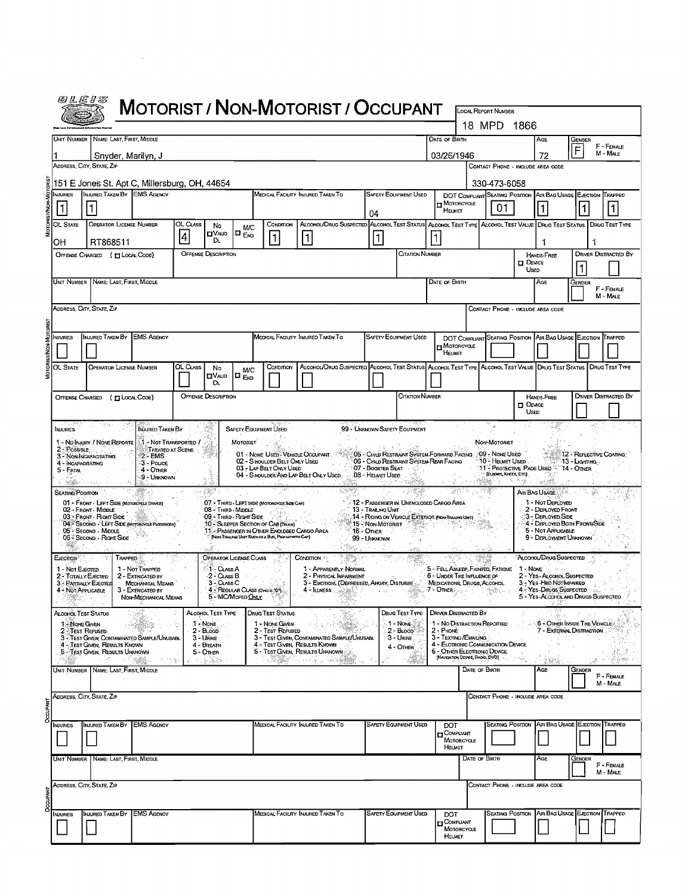# MOTORIST / NON-MOTORIST / OCCUPANT

OLEIS — Ohio Law Enforcement Information System

**LOCAL REPORT NUMBER:** 18 MPD 1866

## MOTORIST/NON-MOTORIST

| UNIT NUMBER | NAME: LAST, FIRST, MIDDLE | DATE OF BIRTH | AGE | GENDER (F - FEMALE, M - MALE) |
|---|---|---|---|---|
| 1 | Snyder, Marilyn, J | 03/26/1946 | 72 | F |

| ADDRESS, CITY, STATE, ZIP | CONTACT PHONE - INCLUDE AREA CODE |
|---|---|
| 151 E Jones St. Apt C, Millersburg, OH, 44654 | 330-473-6058 |

| INJURIES | INJURED TAKEN BY | EMS AGENCY | MEDICAL FACILITY INJURED TAKEN TO | SAFETY EQUIPMENT USED | DOT COMPLIANT MOTORCYCLE HELMET | SEATING POSITION | AIR BAG USAGE | EJECTION | TRAPPED |
|---|---|---|---|---|---|---|---|---|---|
| 1 | 1 | | | 04 | | 01 | 1 | 1 | 1 |

| OL STATE | OPERATOR LICENSE NUMBER | OL CLASS | NO VALID DL | M/C END | CONDITION | ALCOHOL/DRUG SUSPECTED | ALCOHOL TEST STATUS | ALCOHOL TEST TYPE | ALCOHOL TEST VALUE | DRUG TEST STATUS | DRUG TEST TYPE |
|---|---|---|---|---|---|---|---|---|---|---|---|
| OH | RT868511 | 4 | | | 1 | 1 | 1 | 1 | | 1 | 1 |

| OFFENSE CHARGED (☐ LOCAL CODE) | OFFENSE DESCRIPTION | CITATION NUMBER | HANDS-FREE DEVICE USED | DRIVER DISTRACTED BY |
|---|---|---|---|---|
| | | | ☐ | 1 |

## MOTORIST/NON-MOTORIST

| UNIT NUMBER | NAME: LAST, FIRST, MIDDLE | DATE OF BIRTH | AGE | GENDER (F - FEMALE, M - MALE) |
|---|---|---|---|---|
| | | | | |

| ADDRESS, CITY, STATE, ZIP | CONTACT PHONE - INCLUDE AREA CODE |
|---|---|
| | |

| INJURIES | INJURED TAKEN BY | EMS AGENCY | MEDICAL FACILITY INJURED TAKEN TO | SAFETY EQUIPMENT USED | DOT COMPLIANT MOTORCYCLE HELMET | SEATING POSITION | AIR BAG USAGE | EJECTION | TRAPPED |
|---|---|---|---|---|---|---|---|---|---|
| | | | | | | | | | |

| OL STATE | OPERATOR LICENSE NUMBER | OL CLASS | NO VALID DL | M/C END | CONDITION | ALCOHOL/DRUG SUSPECTED | ALCOHOL TEST STATUS | ALCOHOL TEST TYPE | ALCOHOL TEST VALUE | DRUG TEST STATUS | DRUG TEST TYPE |
|---|---|---|---|---|---|---|---|---|---|---|---|
| | | | | | | | | | | | |

| OFFENSE CHARGED (☐ LOCAL CODE) | OFFENSE DESCRIPTION | CITATION NUMBER | HANDS-FREE DEVICE USED | DRIVER DISTRACTED BY |
|---|---|---|---|---|
| | | | ☐ | |

## CODES

**INJURIES**
1 - No Injury / None Reported
2 - Possible
3 - Non-Incapacitating
4 - Incapacitating
5 - Fatal

**INJURED TAKEN BY**
1 - Not Transported / Treated at Scene
2 - EMS
3 - Police
4 - Other
9 - Unknown

**SAFETY EQUIPMENT USED**
99 - Unknown Safety Equipment

Motorist:
01 - None Used - Vehicle Occupant
02 - Shoulder Belt Only Used
03 - Lap Belt Only Used
04 - Shoulder and Lap Belt Only Used
05 - Child Restraint System-Forward Facing
06 - Child Restraint System-Rear Facing
07 - Booster Seat
08 - Helmet Used

Non-Motorist:
09 - None Used
10 - Helmet Used
11 - Protective Pads Used (Elbows, Knees, Etc)
12 - Reflective Coating
13 - Lighting
14 - Other

**SEATING POSITION**
01 - Front - Left Side (Motorcycle Driver)
02 - Front - Middle
03 - Front - Right Side
04 - Second - Left Side (Motorcycle Passenger)
05 - Second - Middle
06 - Second - Right Side
07 - Third - Left Side (Motorcycle Side Car)
08 - Third - Middle
09 - Third - Right Side
10 - Sleeper Section of Cab (Truck)
11 - Passenger in Other Enclosed Cargo Area (Non-Trailing Unit Such as a Bus, Pick-Up with Cap)
12 - Passenger in Unenclosed Cargo Area
13 - Trailing Unit
14 - Riding on Vehicle Exterior (Non-Trailing Unit)
15 - Non-Motorist
16 - Other
99 - Unknown

**AIR BAG USAGE**
1 - Not Deployed
2 - Deployed Front
3 - Deployed Side
4 - Deployed Both Front/Side
5 - Not Applicable
9 - Deployment Unknown

**EJECTION**
1 - Not Ejected
2 - Totally Ejected
3 - Partially Ejected
4 - Not Applicable

**TRAPPED**
1 - Not Trapped
2 - Extricated by Mechanical Means
3 - Extricated by Non-Mechanical Means

**OPERATOR LICENSE CLASS**
1 - Class A
2 - Class B
3 - Class C
4 - Regular Class (Ohio is "D")
5 - M/C Moped Only

**CONDITION**
1 - Apparently Normal
2 - Physical Impairment
3 - Emotional (Depressed, Angry, Disturbed)
4 - Illness
5 - Fell Asleep, Fainted, Fatigue
6 - Under the Influence of Medications, Drugs, Alcohol
7 - Other

**ALCOHOL/DRUG SUSPECTED**
1 - None
2 - Yes - Alcohol Suspected
3 - Yes - HBD Not Impaired
4 - Yes - Drugs Suspected
5 - Yes - Alcohol and Drugs Suspected

**ALCOHOL TEST STATUS**
1 - None Given
2 - Test Refused
3 - Test Given, Contaminated Sample/Unusabl
4 - Test Given, Results Known
5 - Test Given, Results Unknown

**ALCOHOL TEST TYPE**
1 - None
2 - Blood
3 - Urine
4 - Breath
5 - Other

**DRUG TEST STATUS**
1 - None Given
2 - Test Refused
3 - Test Given, Contaminated Sample/Unusabl
4 - Test Given, Results Known
5 - Test Given, Results Unknown

**DRUG TEST TYPE**
1 - None
2 - Blood
3 - Urine
4 - Other

**DRIVER DISTRACTED BY**
1 - No Distraction Reported
2 - Phone
3 - Texting/Emailing
4 - Electronic Communication Device
5 - Other Electronic Device (Navigation Device, Radio, DVD)
6 - Other Inside the Vehicle
7 - External Distraction

## OCCUPANT

| UNIT NUMBER | NAME: LAST, FIRST, MIDDLE | DATE OF BIRTH | AGE | GENDER (F - FEMALE, M - MALE) |
|---|---|---|---|---|
| | | | | |

| ADDRESS, CITY, STATE, ZIP | CONTACT PHONE - INCLUDE AREA CODE |
|---|---|
| | |

| INJURIES | INJURED TAKEN BY | EMS AGENCY | MEDICAL FACILITY INJURED TAKEN TO | SAFETY EQUIPMENT USED | DOT COMPLIANT MOTORCYCLE HELMET | SEATING POSITION | AIR BAG USAGE | EJECTION | TRAPPED |
|---|---|---|---|---|---|---|---|---|---|
| | | | | | ☐ | | | | |

## OCCUPANT

| UNIT NUMBER | NAME: LAST, FIRST, MIDDLE | DATE OF BIRTH | AGE | GENDER (F - FEMALE, M - MALE) |
|---|---|---|---|---|
| | | | | |

| ADDRESS, CITY, STATE, ZIP | CONTACT PHONE - INCLUDE AREA CODE |
|---|---|
| | |

| INJURIES | INJURED TAKEN BY | EMS AGENCY | MEDICAL FACILITY INJURED TAKEN TO | SAFETY EQUIPMENT USED | DOT COMPLIANT MOTORCYCLE HELMET | SEATING POSITION | AIR BAG USAGE | EJECTION | TRAPPED |
|---|---|---|---|---|---|---|---|---|---|
| | | | | | ☐ | | | | |